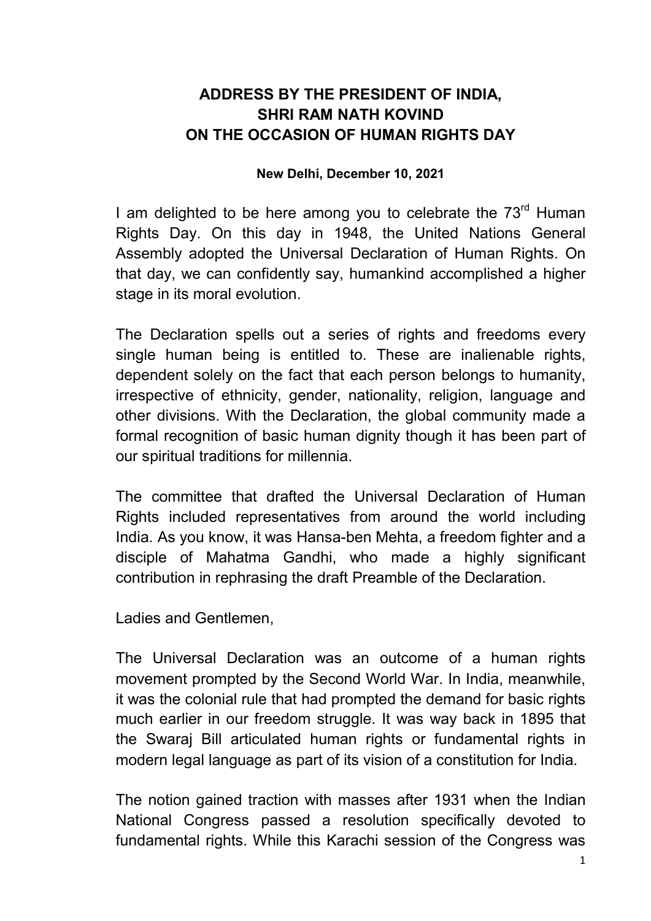# ADDRESS BY THE PRESIDENT OF INDIA, SHRI RAM NATH KOVIND ON THE OCCASION OF HUMAN RIGHTS DAY

**New Delhi, December 10, 2021**

I am delighted to be here among you to celebrate the 73rd Human Rights Day. On this day in 1948, the United Nations General Assembly adopted the Universal Declaration of Human Rights. On that day, we can confidently say, humankind accomplished a higher stage in its moral evolution.

The Declaration spells out a series of rights and freedoms every single human being is entitled to. These are inalienable rights, dependent solely on the fact that each person belongs to humanity, irrespective of ethnicity, gender, nationality, religion, language and other divisions. With the Declaration, the global community made a formal recognition of basic human dignity though it has been part of our spiritual traditions for millennia.

The committee that drafted the Universal Declaration of Human Rights included representatives from around the world including India. As you know, it was Hansa-ben Mehta, a freedom fighter and a disciple of Mahatma Gandhi, who made a highly significant contribution in rephrasing the draft Preamble of the Declaration.

Ladies and Gentlemen,

The Universal Declaration was an outcome of a human rights movement prompted by the Second World War. In India, meanwhile, it was the colonial rule that had prompted the demand for basic rights much earlier in our freedom struggle. It was way back in 1895 that the Swaraj Bill articulated human rights or fundamental rights in modern legal language as part of its vision of a constitution for India.

The notion gained traction with masses after 1931 when the Indian National Congress passed a resolution specifically devoted to fundamental rights. While this Karachi session of the Congress was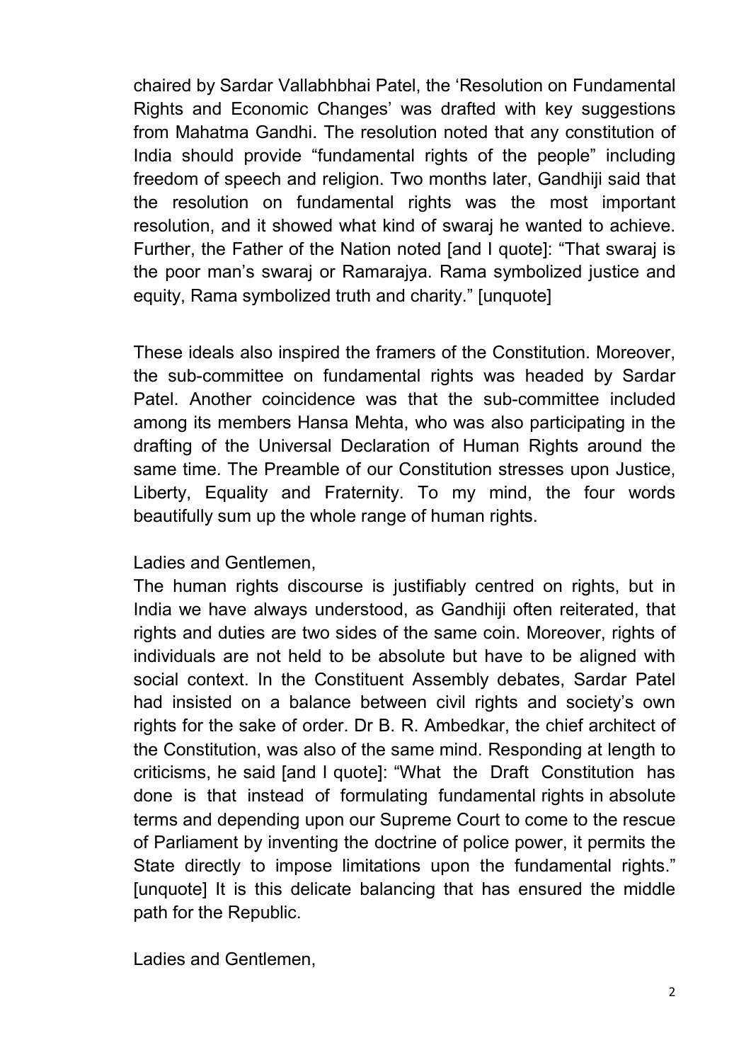chaired by Sardar Vallabhbhai Patel, the 'Resolution on Fundamental Rights and Economic Changes' was drafted with key suggestions from Mahatma Gandhi. The resolution noted that any constitution of India should provide "fundamental rights of the people" including freedom of speech and religion. Two months later, Gandhiji said that the resolution on fundamental rights was the most important resolution, and it showed what kind of swaraj he wanted to achieve. Further, the Father of the Nation noted [and I quote]: "That swaraj is the poor man's swaraj or Ramarajya. Rama symbolized justice and equity, Rama symbolized truth and charity." [unquote]

These ideals also inspired the framers of the Constitution. Moreover, the sub-committee on fundamental rights was headed by Sardar Patel. Another coincidence was that the sub-committee included among its members Hansa Mehta, who was also participating in the drafting of the Universal Declaration of Human Rights around the same time. The Preamble of our Constitution stresses upon Justice, Liberty, Equality and Fraternity. To my mind, the four words beautifully sum up the whole range of human rights.

Ladies and Gentlemen,

The human rights discourse is justifiably centred on rights, but in India we have always understood, as Gandhiji often reiterated, that rights and duties are two sides of the same coin. Moreover, rights of individuals are not held to be absolute but have to be aligned with social context. In the Constituent Assembly debates, Sardar Patel had insisted on a balance between civil rights and society's own rights for the sake of order. Dr B. R. Ambedkar, the chief architect of the Constitution, was also of the same mind. Responding at length to criticisms, he said [and I quote]: "What the Draft Constitution has done is that instead of formulating fundamental rights in absolute terms and depending upon our Supreme Court to come to the rescue of Parliament by inventing the doctrine of police power, it permits the State directly to impose limitations upon the fundamental rights." [unquote] It is this delicate balancing that has ensured the middle path for the Republic.

Ladies and Gentlemen,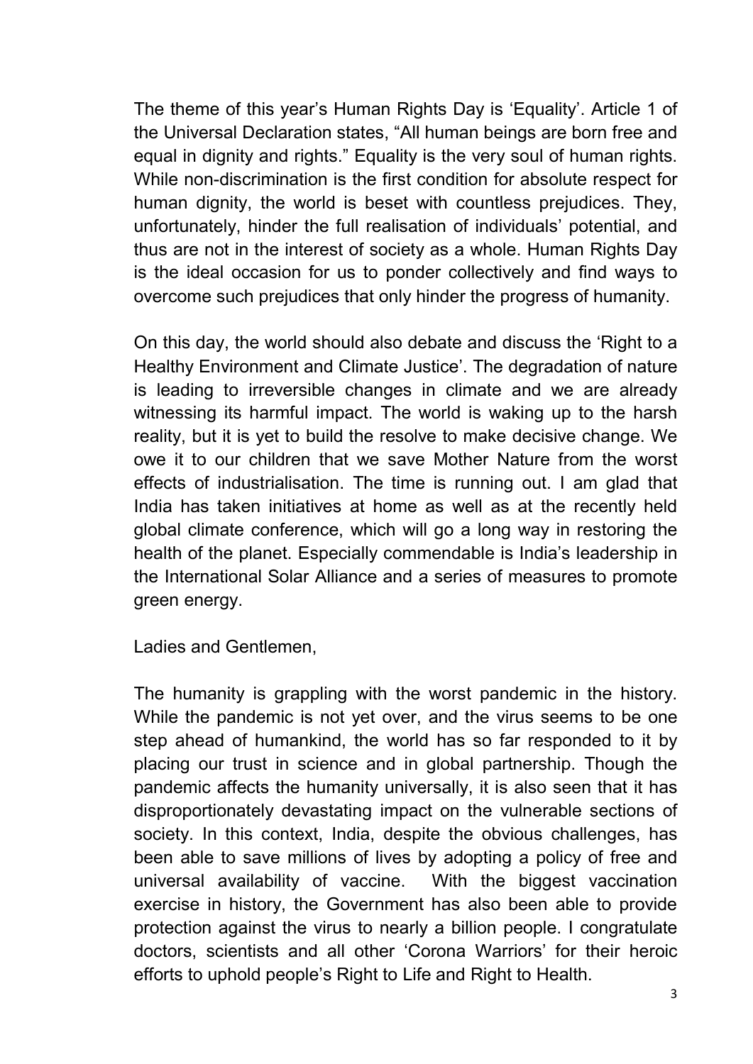The theme of this year's Human Rights Day is 'Equality'. Article 1 of the Universal Declaration states, "All human beings are born free and equal in dignity and rights." Equality is the very soul of human rights. While non-discrimination is the first condition for absolute respect for human dignity, the world is beset with countless prejudices. They, unfortunately, hinder the full realisation of individuals' potential, and thus are not in the interest of society as a whole. Human Rights Day is the ideal occasion for us to ponder collectively and find ways to overcome such prejudices that only hinder the progress of humanity.

On this day, the world should also debate and discuss the 'Right to a Healthy Environment and Climate Justice'. The degradation of nature is leading to irreversible changes in climate and we are already witnessing its harmful impact. The world is waking up to the harsh reality, but it is yet to build the resolve to make decisive change. We owe it to our children that we save Mother Nature from the worst effects of industrialisation. The time is running out. I am glad that India has taken initiatives at home as well as at the recently held global climate conference, which will go a long way in restoring the health of the planet. Especially commendable is India's leadership in the International Solar Alliance and a series of measures to promote green energy.

Ladies and Gentlemen,

The humanity is grappling with the worst pandemic in the history. While the pandemic is not yet over, and the virus seems to be one step ahead of humankind, the world has so far responded to it by placing our trust in science and in global partnership. Though the pandemic affects the humanity universally, it is also seen that it has disproportionately devastating impact on the vulnerable sections of society. In this context, India, despite the obvious challenges, has been able to save millions of lives by adopting a policy of free and universal availability of vaccine. With the biggest vaccination exercise in history, the Government has also been able to provide protection against the virus to nearly a billion people. I congratulate doctors, scientists and all other 'Corona Warriors' for their heroic efforts to uphold people's Right to Life and Right to Health.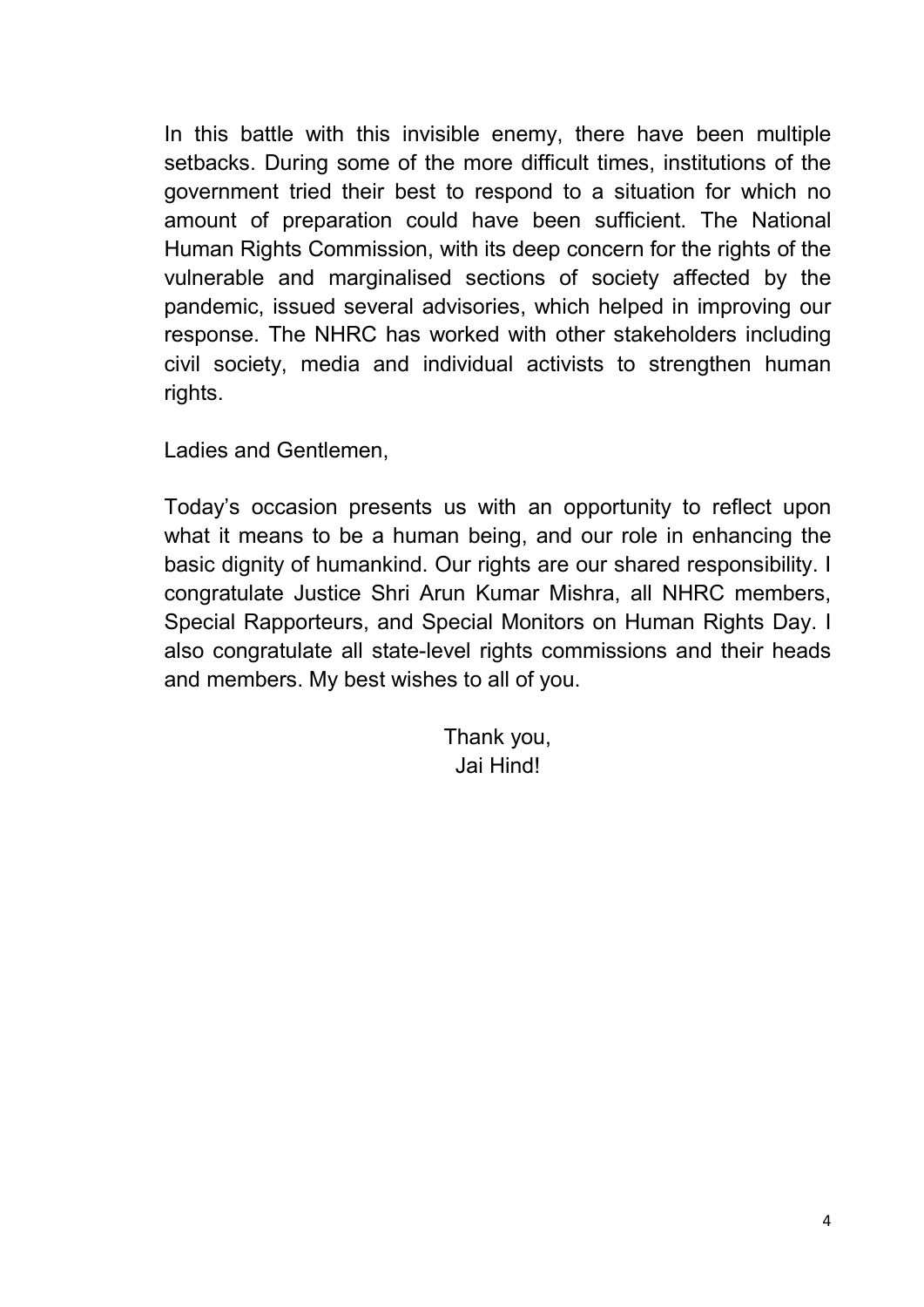In this battle with this invisible enemy, there have been multiple setbacks. During some of the more difficult times, institutions of the government tried their best to respond to a situation for which no amount of preparation could have been sufficient. The National Human Rights Commission, with its deep concern for the rights of the vulnerable and marginalised sections of society affected by the pandemic, issued several advisories, which helped in improving our response. The NHRC has worked with other stakeholders including civil society, media and individual activists to strengthen human rights.

Ladies and Gentlemen,

Today's occasion presents us with an opportunity to reflect upon what it means to be a human being, and our role in enhancing the basic dignity of humankind. Our rights are our shared responsibility. I congratulate Justice Shri Arun Kumar Mishra, all NHRC members, Special Rapporteurs, and Special Monitors on Human Rights Day. I also congratulate all state-level rights commissions and their heads and members. My best wishes to all of you.

Thank you,
Jai Hind!